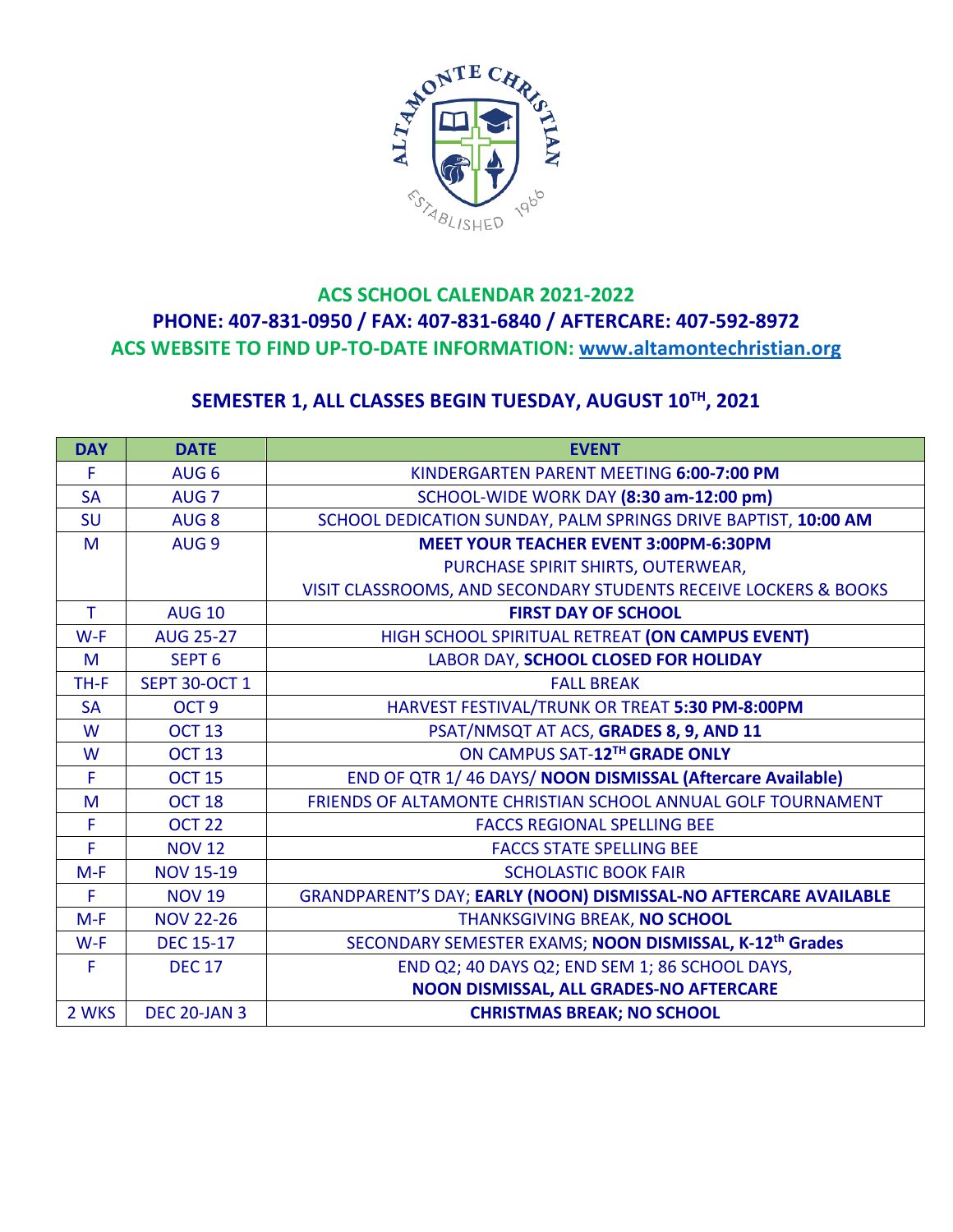# ACS SCHOOL CALENDAR 2021-2022

## PHONE: 407-831-0950 / FAX: 407-831-6840 / AFTERCARE: 407-592-8972

## ACS WEBSITE TO FIND UP-TO-DATE INFORMATION: www.altamontechristian.org

### SEMESTER 1, ALL CLASSES BEGIN TUESDAY, AUGUST 10TH, 2021

| DAY | DATE | EVENT |
|---|---|---|
| F | AUG 6 | KINDERGARTEN PARENT MEETING **6:00-7:00 PM** |
| SA | AUG 7 | SCHOOL-WIDE WORK DAY **(8:30 am-12:00 pm)** |
| SU | AUG 8 | SCHOOL DEDICATION SUNDAY, PALM SPRINGS DRIVE BAPTIST, **10:00 AM** |
| M | AUG 9 | **MEET YOUR TEACHER EVENT 3:00PM-6:30PM** PURCHASE SPIRIT SHIRTS, OUTERWEAR, VISIT CLASSROOMS, AND SECONDARY STUDENTS RECEIVE LOCKERS & BOOKS |
| T | AUG 10 | **FIRST DAY OF SCHOOL** |
| W-F | AUG 25-27 | HIGH SCHOOL SPIRITUAL RETREAT **(ON CAMPUS EVENT)** |
| M | SEPT 6 | LABOR DAY, **SCHOOL CLOSED FOR HOLIDAY** |
| TH-F | SEPT 30-OCT 1 | FALL BREAK |
| SA | OCT 9 | HARVEST FESTIVAL/TRUNK OR TREAT **5:30 PM-8:00PM** |
| W | OCT 13 | PSAT/NMSQT AT ACS, **GRADES 8, 9, AND 11** |
| W | OCT 13 | ON CAMPUS SAT-**12TH GRADE ONLY** |
| F | OCT 15 | END OF QTR 1/ 46 DAYS/ **NOON DISMISSAL (Aftercare Available)** |
| M | OCT 18 | FRIENDS OF ALTAMONTE CHRISTIAN SCHOOL ANNUAL GOLF TOURNAMENT |
| F | OCT 22 | FACCS REGIONAL SPELLING BEE |
| F | NOV 12 | FACCS STATE SPELLING BEE |
| M-F | NOV 15-19 | SCHOLASTIC BOOK FAIR |
| F | NOV 19 | GRANDPARENT'S DAY; **EARLY (NOON) DISMISSAL-NO AFTERCARE AVAILABLE** |
| M-F | NOV 22-26 | THANKSGIVING BREAK, **NO SCHOOL** |
| W-F | DEC 15-17 | SECONDARY SEMESTER EXAMS; **NOON DISMISSAL, K-12th Grades** |
| F | DEC 17 | END Q2; 40 DAYS Q2; END SEM 1; 86 SCHOOL DAYS, **NOON DISMISSAL, ALL GRADES-NO AFTERCARE** |
| 2 WKS | DEC 20-JAN 3 | **CHRISTMAS BREAK; NO SCHOOL** |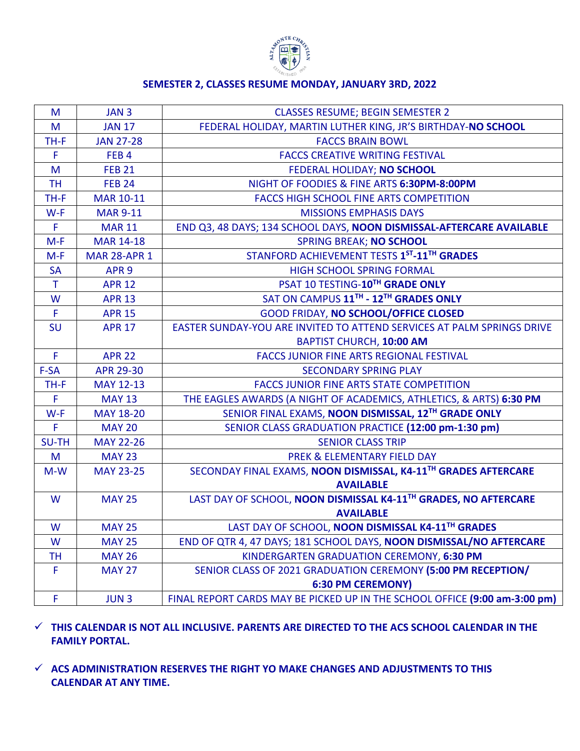## SEMESTER 2, CLASSES RESUME MONDAY, JANUARY 3RD, 2022

| | | |
|---|---|---|
| M | JAN 3 | CLASSES RESUME; BEGIN SEMESTER 2 |
| M | JAN 17 | FEDERAL HOLIDAY, MARTIN LUTHER KING, JR'S BIRTHDAY-**NO SCHOOL** |
| TH-F | JAN 27-28 | FACCS BRAIN BOWL |
| F | FEB 4 | FACCS CREATIVE WRITING FESTIVAL |
| M | FEB 21 | FEDERAL HOLIDAY; **NO SCHOOL** |
| TH | FEB 24 | NIGHT OF FOODIES & FINE ARTS **6:30PM-8:00PM** |
| TH-F | MAR 10-11 | FACCS HIGH SCHOOL FINE ARTS COMPETITION |
| W-F | MAR 9-11 | MISSIONS EMPHASIS DAYS |
| F | MAR 11 | END Q3, 48 DAYS; 134 SCHOOL DAYS, **NOON DISMISSAL-AFTERCARE AVAILABLE** |
| M-F | MAR 14-18 | SPRING BREAK; **NO SCHOOL** |
| M-F | MAR 28-APR 1 | STANFORD ACHIEVEMENT TESTS **1ST-11TH GRADES** |
| SA | APR 9 | HIGH SCHOOL SPRING FORMAL |
| T | APR 12 | PSAT 10 TESTING-**10TH GRADE ONLY** |
| W | APR 13 | SAT ON CAMPUS **11TH - 12TH GRADES ONLY** |
| F | APR 15 | GOOD FRIDAY, **NO SCHOOL/OFFICE CLOSED** |
| SU | APR 17 | EASTER SUNDAY-YOU ARE INVITED TO ATTEND SERVICES AT PALM SPRINGS DRIVE BAPTIST CHURCH, **10:00 AM** |
| F | APR 22 | FACCS JUNIOR FINE ARTS REGIONAL FESTIVAL |
| F-SA | APR 29-30 | SECONDARY SPRING PLAY |
| TH-F | MAY 12-13 | FACCS JUNIOR FINE ARTS STATE COMPETITION |
| F | MAY 13 | THE EAGLES AWARDS (A NIGHT OF ACADEMICS, ATHLETICS, & ARTS) **6:30 PM** |
| W-F | MAY 18-20 | SENIOR FINAL EXAMS, **NOON DISMISSAL, 12TH GRADE ONLY** |
| F | MAY 20 | SENIOR CLASS GRADUATION PRACTICE **(12:00 pm-1:30 pm)** |
| SU-TH | MAY 22-26 | SENIOR CLASS TRIP |
| M | MAY 23 | PREK & ELEMENTARY FIELD DAY |
| M-W | MAY 23-25 | SECONDAY FINAL EXAMS, **NOON DISMISSAL, K4-11TH GRADES AFTERCARE AVAILABLE** |
| W | MAY 25 | LAST DAY OF SCHOOL, **NOON DISMISSAL K4-11TH GRADES, NO AFTERCARE AVAILABLE** |
| W | MAY 25 | LAST DAY OF SCHOOL, **NOON DISMISSAL K4-11TH GRADES** |
| W | MAY 25 | END OF QTR 4, 47 DAYS; 181 SCHOOL DAYS, **NOON DISMISSAL/NO AFTERCARE** |
| TH | MAY 26 | KINDERGARTEN GRADUATION CEREMONY, **6:30 PM** |
| F | MAY 27 | SENIOR CLASS OF 2021 GRADUATION CEREMONY **(5:00 PM RECEPTION/ 6:30 PM CEREMONY)** |
| F | JUN 3 | FINAL REPORT CARDS MAY BE PICKED UP IN THE SCHOOL OFFICE **(9:00 am-3:00 pm)** |

- ✓ **THIS CALENDAR IS NOT ALL INCLUSIVE. PARENTS ARE DIRECTED TO THE ACS SCHOOL CALENDAR IN THE FAMILY PORTAL.**
- ✓ **ACS ADMINISTRATION RESERVES THE RIGHT YO MAKE CHANGES AND ADJUSTMENTS TO THIS CALENDAR AT ANY TIME.**